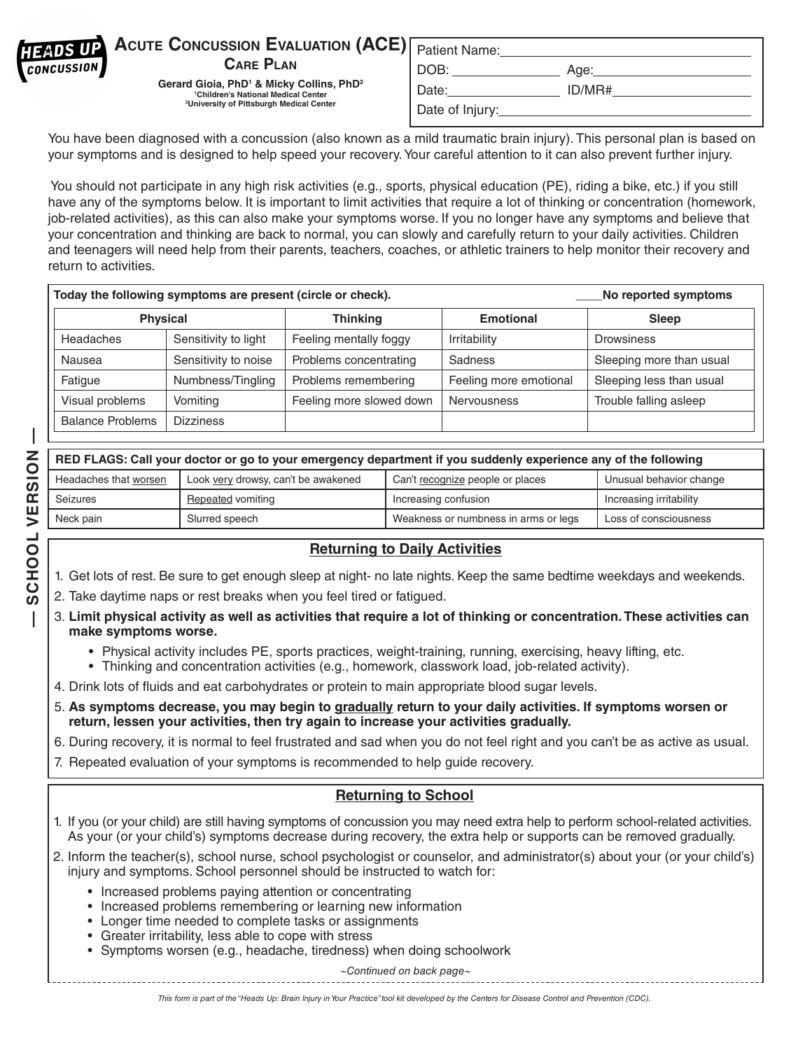# Acute Concussion Evaluation (ACE)

## Care Plan

**Gerard Gioia, PhD[1] & Micky Collins, PhD[2]**
[1]Children's National Medical Center
[2]University of Pittsburgh Medical Center

Patient Name:
DOB: Age:
Date: ID/MR#
Date of Injury:

— SCHOOL VERSION —

You have been diagnosed with a concussion (also known as a mild traumatic brain injury). This personal plan is based on your symptoms and is designed to help speed your recovery. Your careful attention to it can also prevent further injury.

You should not participate in any high risk activities (e.g., sports, physical education (PE), riding a bike, etc.) if you still have any of the symptoms below. It is important to limit activities that require a lot of thinking or concentration (homework, job-related activities), as this can also make your symptoms worse. If you no longer have any symptoms and believe that your concentration and thinking are back to normal, you can slowly and carefully return to your daily activities. Children and teenagers will need help from their parents, teachers, coaches, or athletic trainers to help monitor their recovery and return to activities.

**Today the following symptoms are present (circle or check).** ____**No reported symptoms**

| Physical | | Thinking | Emotional | Sleep |
|---|---|---|---|---|
| Headaches | Sensitivity to light | Feeling mentally foggy | Irritability | Drowsiness |
| Nausea | Sensitivity to noise | Problems concentrating | Sadness | Sleeping more than usual |
| Fatigue | Numbness/Tingling | Problems remembering | Feeling more emotional | Sleeping less than usual |
| Visual problems | Vomiting | Feeling more slowed down | Nervousness | Trouble falling asleep |
| Balance Problems | Dizziness | | | |

**RED FLAGS: Call your doctor or go to your emergency department if you suddenly experience any of the following**

| | | | |
|---|---|---|---|
| Headaches that worsen | Look very drowsy, can't be awakened | Can't recognize people or places | Unusual behavior change |
| Seizures | Repeated vomiting | Increasing confusion | Increasing irritability |
| Neck pain | Slurred speech | Weakness or numbness in arms or legs | Loss of consciousness |

## Returning to Daily Activities

1. Get lots of rest. Be sure to get enough sleep at night- no late nights. Keep the same bedtime weekdays and weekends.
2. Take daytime naps or rest breaks when you feel tired or fatigued.
3. **Limit physical activity as well as activities that require a lot of thinking or concentration. These activities can make symptoms worse.**
   - Physical activity includes PE, sports practices, weight-training, running, exercising, heavy lifting, etc.
   - Thinking and concentration activities (e.g., homework, classwork load, job-related activity).
4. Drink lots of fluids and eat carbohydrates or protein to main appropriate blood sugar levels.
5. **As symptoms decrease, you may begin to gradually return to your daily activities. If symptoms worsen or return, lessen your activities, then try again to increase your activities gradually.**
6. During recovery, it is normal to feel frustrated and sad when you do not feel right and you can't be as active as usual.
7. Repeated evaluation of your symptoms is recommended to help guide recovery.

## Returning to School

1. If you (or your child) are still having symptoms of concussion you may need extra help to perform school-related activities. As your (or your child's) symptoms decrease during recovery, the extra help or supports can be removed gradually.
2. Inform the teacher(s), school nurse, school psychologist or counselor, and administrator(s) about your (or your child's) injury and symptoms. School personnel should be instructed to watch for:
   - Increased problems paying attention or concentrating
   - Increased problems remembering or learning new information
   - Longer time needed to complete tasks or assignments
   - Greater irritability, less able to cope with stress
   - Symptoms worsen (e.g., headache, tiredness) when doing schoolwork

*~Continued on back page~*

*This form is part of the "Heads Up: Brain Injury in Your Practice" tool kit developed by the Centers for Disease Control and Prevention (CDC).*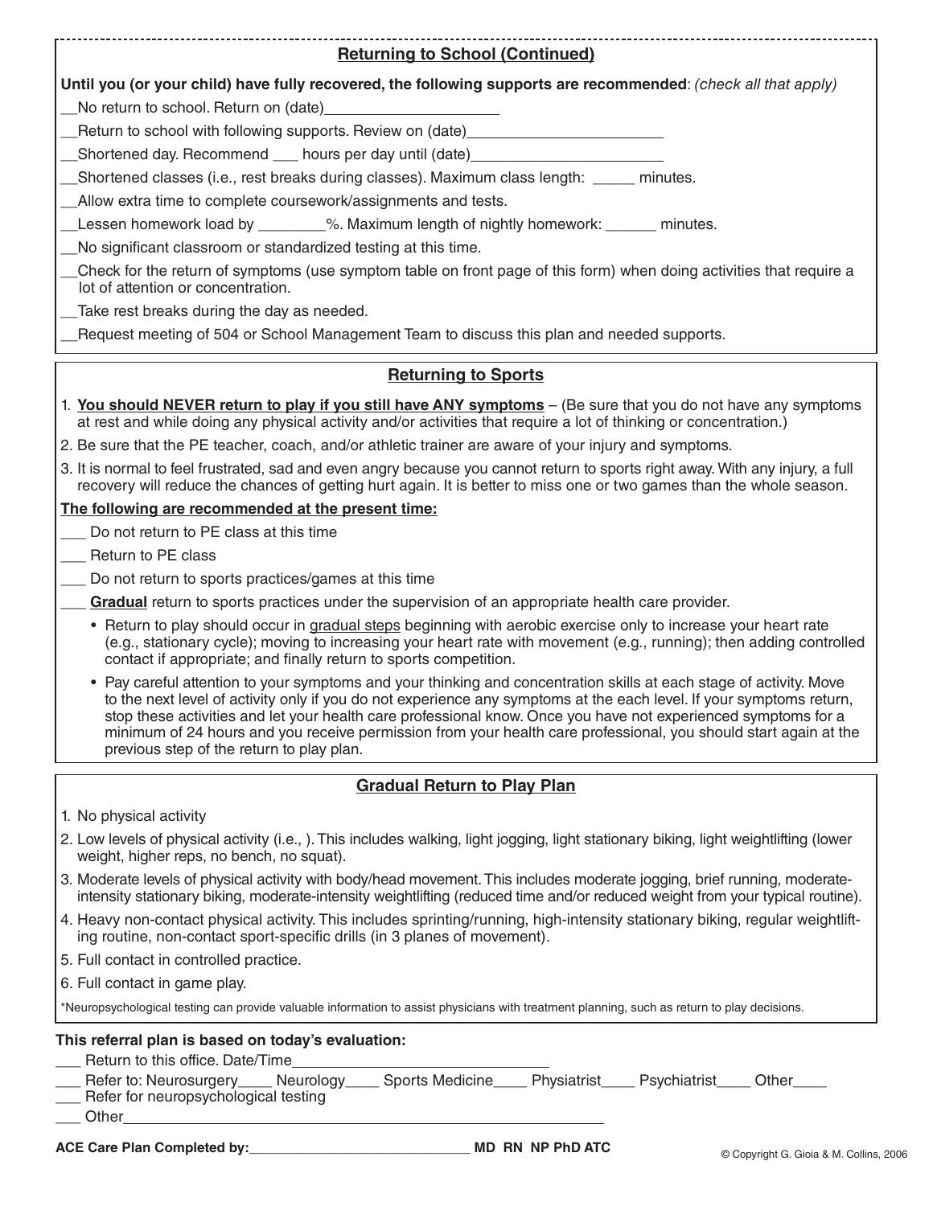## Returning to School (Continued)

**Until you (or your child) have fully recovered, the following supports are recommended**: *(check all that apply)*

__No return to school. Return on (date)____________________

__Return to school with following supports. Review on (date)______________________

__Shortened day. Recommend ___ hours per day until (date)______________________

__Shortened classes (i.e., rest breaks during classes). Maximum class length: _____ minutes.

__Allow extra time to complete coursework/assignments and tests.

__Lessen homework load by ________%. Maximum length of nightly homework: ______ minutes.

__No significant classroom or standardized testing at this time.

__Check for the return of symptoms (use symptom table on front page of this form) when doing activities that require a lot of attention or concentration.

__Take rest breaks during the day as needed.

__Request meeting of 504 or School Management Team to discuss this plan and needed supports.

## Returning to Sports

1. **You should NEVER return to play if you still have ANY symptoms** – (Be sure that you do not have any symptoms at rest and while doing any physical activity and/or activities that require a lot of thinking or concentration.)
2. Be sure that the PE teacher, coach, and/or athletic trainer are aware of your injury and symptoms.
3. It is normal to feel frustrated, sad and even angry because you cannot return to sports right away. With any injury, a full recovery will reduce the chances of getting hurt again. It is better to miss one or two games than the whole season.

**The following are recommended at the present time:**

___ Do not return to PE class at this time

___ Return to PE class

___ Do not return to sports practices/games at this time

___ **Gradual** return to sports practices under the supervision of an appropriate health care provider.

- Return to play should occur in gradual steps beginning with aerobic exercise only to increase your heart rate (e.g., stationary cycle); moving to increasing your heart rate with movement (e.g., running); then adding controlled contact if appropriate; and finally return to sports competition.
- Pay careful attention to your symptoms and your thinking and concentration skills at each stage of activity. Move to the next level of activity only if you do not experience any symptoms at the each level. If your symptoms return, stop these activities and let your health care professional know. Once you have not experienced symptoms for a minimum of 24 hours and you receive permission from your health care professional, you should start again at the previous step of the return to play plan.

## Gradual Return to Play Plan

1. No physical activity
2. Low levels of physical activity (i.e., ). This includes walking, light jogging, light stationary biking, light weightlifting (lower weight, higher reps, no bench, no squat).
3. Moderate levels of physical activity with body/head movement. This includes moderate jogging, brief running, moderate-intensity stationary biking, moderate-intensity weightlifting (reduced time and/or reduced weight from your typical routine).
4. Heavy non-contact physical activity. This includes sprinting/running, high-intensity stationary biking, regular weightlifting routine, non-contact sport-specific drills (in 3 planes of movement).
5. Full contact in controlled practice.
6. Full contact in game play.

*Neuropsychological testing can provide valuable information to assist physicians with treatment planning, such as return to play decisions.

**This referral plan is based on today's evaluation:**

___ Return to this office. Date/Time______________________________

___ Refer to: Neurosurgery____ Neurology____ Sports Medicine____ Physiatrist____ Psychiatrist____ Other____

___ Refer for neuropsychological testing

___ Other__________________________________________________________

**ACE Care Plan Completed by:**____________________________ **MD RN NP PhD ATC**

© Copyright G. Gioia & M. Collins, 2006